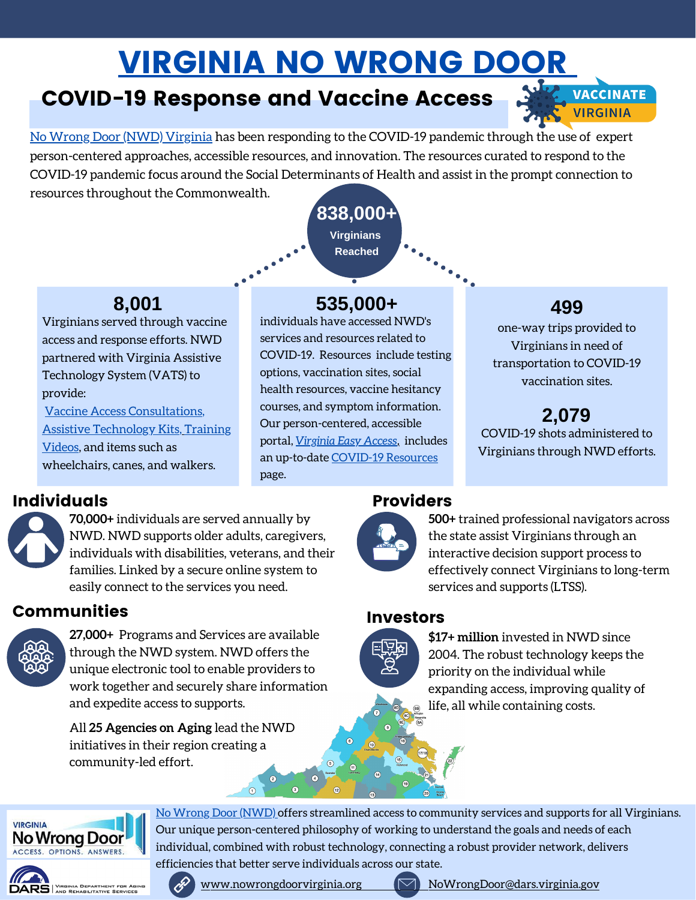# VIRGINIA NO WRONG DOOR

## COVID-19 Response and Vaccine Access

VACCINATE VIRGINIA

No Wrong Door (NWD) Virginia has been responding to the COVID-19 pandemic through the use of expert person-centered approaches, accessible resources, and innovation. The resources curated to respond to the COVID-19 pandemic focus around the Social Determinants of Health and assist in the prompt connection to resources throughout the Commonwealth.

**838,000+**
Virginians Reached

**8,001**
Virginians served through vaccine access and response efforts. NWD partnered with Virginia Assistive Technology System (VATS) to provide:
Vaccine Access Consultations, Assistive Technology Kits, Training Videos, and items such as wheelchairs, canes, and walkers.

**535,000+**
individuals have accessed NWD's services and resources related to COVID-19. Resources include testing options, vaccination sites, social health resources, vaccine hesitancy courses, and symptom information. Our person-centered, accessible portal, *Virginia Easy Access*, includes an up-to-date COVID-19 Resources page.

**499**
one-way trips provided to Virginians in need of transportation to COVID-19 vaccination sites.

**2,079**
COVID-19 shots administered to Virginians through NWD efforts.

## Individuals

**70,000+** individuals are served annually by NWD. NWD supports older adults, caregivers, individuals with disabilities, veterans, and their families. Linked by a secure online system to easily connect to the services you need.

## Providers

**500+** trained professional navigators across the state assist Virginians through an interactive decision support process to effectively connect Virginians to long-term services and supports (LTSS).

## Communities

**27,000+** Programs and Services are available through the NWD system. NWD offers the unique electronic tool to enable providers to work together and securely share information and expedite access to supports.

All **25 Agencies on Aging** lead the NWD initiatives in their region creating a community-led effort.

## Investors

**$17+ million** invested in NWD since 2004. The robust technology keeps the priority on the individual while expanding access, improving quality of life, all while containing costs.

VIRGINIA No Wrong Door ACCESS. OPTIONS. ANSWERS.

DARS Virginia Department for Aging and Rehabilitative Services

No Wrong Door (NWD) offers streamlined access to community services and supports for all Virginians. Our unique person-centered philosophy of working to understand the goals and needs of each individual, combined with robust technology, connecting a robust provider network, delivers efficiencies that better serve individuals across our state.

www.nowrongdoorvirginia.org

NoWrongDoor@dars.virginia.gov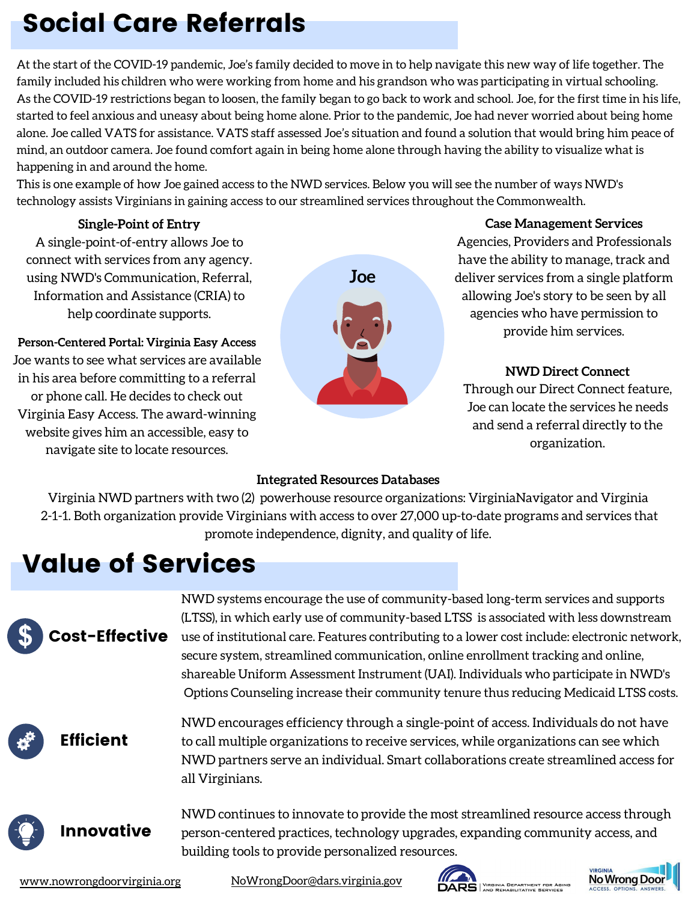# Social Care Referrals

At the start of the COVID-19 pandemic, Joe's family decided to move in to help navigate this new way of life together. The family included his children who were working from home and his grandson who was participating in virtual schooling. As the COVID-19 restrictions began to loosen, the family began to go back to work and school. Joe, for the first time in his life, started to feel anxious and uneasy about being home alone. Prior to the pandemic, Joe had never worried about being home alone. Joe called VATS for assistance. VATS staff assessed Joe's situation and found a solution that would bring him peace of mind, an outdoor camera. Joe found comfort again in being home alone through having the ability to visualize what is happening in and around the home.

This is one example of how Joe gained access to the NWD services. Below you will see the number of ways NWD's technology assists Virginians in gaining access to our streamlined services throughout the Commonwealth.

**Single-Point of Entry**

A single-point-of-entry allows Joe to connect with services from any agency. using NWD's Communication, Referral, Information and Assistance (CRIA) to help coordinate supports.

**Person-Centered Portal: Virginia Easy Access**

Joe wants to see what services are available in his area before committing to a referral or phone call. He decides to check out Virginia Easy Access. The award-winning website gives him an accessible, easy to navigate site to locate resources.

Joe

**Case Management Services**

Agencies, Providers and Professionals have the ability to manage, track and deliver services from a single platform allowing Joe's story to be seen by all agencies who have permission to provide him services.

**NWD Direct Connect**

Through our Direct Connect feature, Joe can locate the services he needs and send a referral directly to the organization.

**Integrated Resources Databases**

Virginia NWD partners with two (2) powerhouse resource organizations: VirginiaNavigator and Virginia 2-1-1. Both organization provide Virginians with access to over 27,000 up-to-date programs and services that promote independence, dignity, and quality of life.

# Value of Services

**Cost-Effective**

NWD systems encourage the use of community-based long-term services and supports (LTSS), in which early use of community-based LTSS is associated with less downstream use of institutional care. Features contributing to a lower cost include: electronic network, secure system, streamlined communication, online enrollment tracking and online, shareable Uniform Assessment Instrument (UAI). Individuals who participate in NWD's Options Counseling increase their community tenure thus reducing Medicaid LTSS costs.

**Efficient**

NWD encourages efficiency through a single-point of access. Individuals do not have to call multiple organizations to receive services, while organizations can see which NWD partners serve an individual. Smart collaborations create streamlined access for all Virginians.

**Innovative**

NWD continues to innovate to provide the most streamlined resource access through person-centered practices, technology upgrades, expanding community access, and building tools to provide personalized resources.

www.nowrongdoorvirginia.org NoWrongDoor@dars.virginia.gov

DARS Virginia Department for Aging and Rehabilitative Services

Virginia No Wrong Door ACCESS. OPTIONS. ANSWERS.